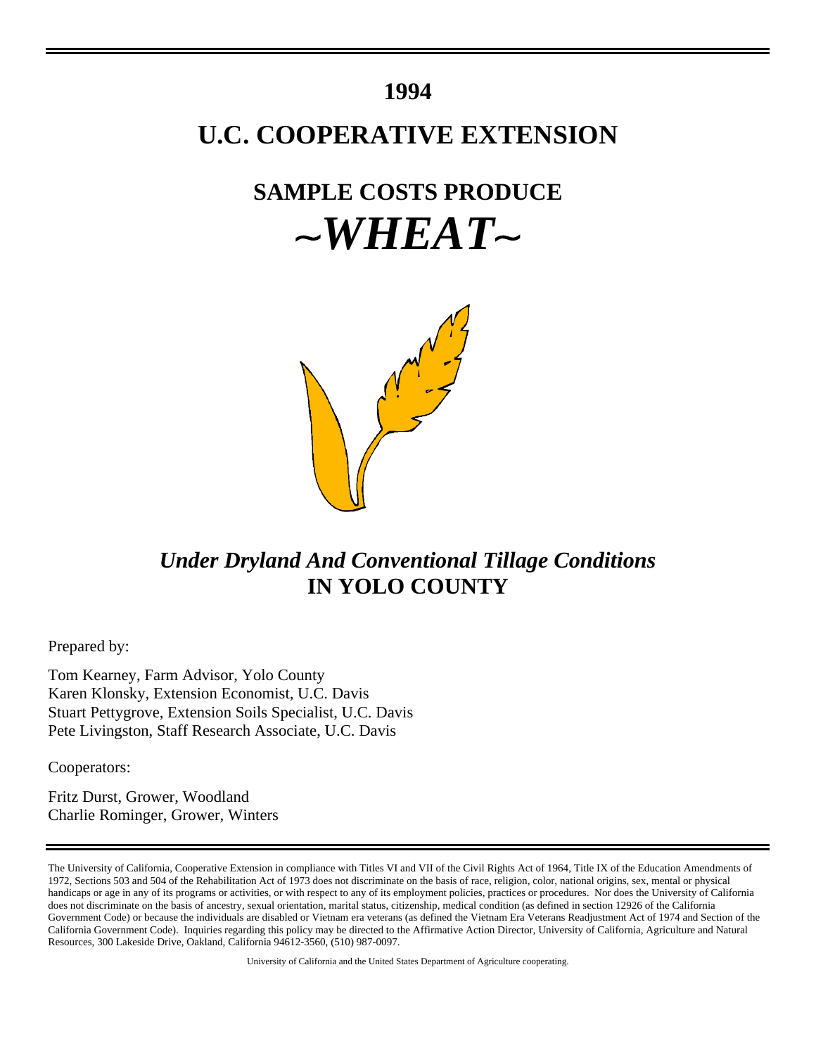# 1994

# U.C. COOPERATIVE EXTENSION

## SAMPLE COSTS PRODUCE

# *~WHEAT~*

### *Under Dryland And Conventional Tillage Conditions*
### IN YOLO COUNTY

Prepared by:

Tom Kearney, Farm Advisor, Yolo County
Karen Klonsky, Extension Economist, U.C. Davis
Stuart Pettygrove, Extension Soils Specialist, U.C. Davis
Pete Livingston, Staff Research Associate, U.C. Davis

Cooperators:

Fritz Durst, Grower, Woodland
Charlie Rominger, Grower, Winters

---

The University of California, Cooperative Extension in compliance with Titles VI and VII of the Civil Rights Act of 1964, Title IX of the Education Amendments of 1972, Sections 503 and 504 of the Rehabilitation Act of 1973 does not discriminate on the basis of race, religion, color, national origins, sex, mental or physical handicaps or age in any of its programs or activities, or with respect to any of its employment policies, practices or procedures. Nor does the University of California does not discriminate on the basis of ancestry, sexual orientation, marital status, citizenship, medical condition (as defined in section 12926 of the California Government Code) or because the individuals are disabled or Vietnam era veterans (as defined the Vietnam Era Veterans Readjustment Act of 1974 and Section of the California Government Code). Inquiries regarding this policy may be directed to the Affirmative Action Director, University of California, Agriculture and Natural Resources, 300 Lakeside Drive, Oakland, California 94612-3560, (510) 987-0097.

University of California and the United States Department of Agriculture cooperating.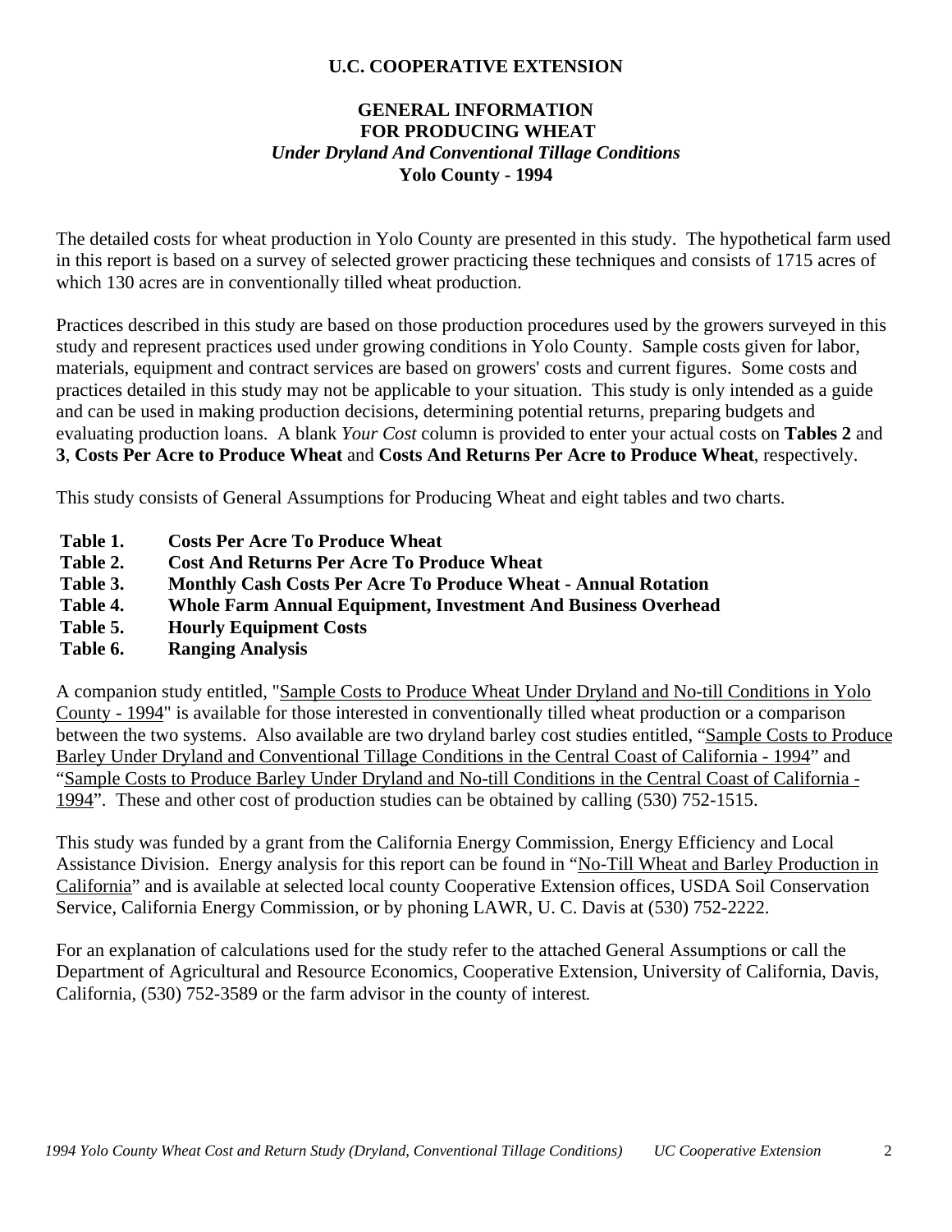**U.C. COOPERATIVE EXTENSION**

# GENERAL INFORMATION FOR PRODUCING WHEAT

***Under Dryland And Conventional Tillage Conditions***

**Yolo County - 1994**

The detailed costs for wheat production in Yolo County are presented in this study. The hypothetical farm used in this report is based on a survey of selected grower practicing these techniques and consists of 1715 acres of which 130 acres are in conventionally tilled wheat production.

Practices described in this study are based on those production procedures used by the growers surveyed in this study and represent practices used under growing conditions in Yolo County. Sample costs given for labor, materials, equipment and contract services are based on growers' costs and current figures. Some costs and practices detailed in this study may not be applicable to your situation. This study is only intended as a guide and can be used in making production decisions, determining potential returns, preparing budgets and evaluating production loans. A blank *Your Cost* column is provided to enter your actual costs on **Tables 2** and **3**, **Costs Per Acre to Produce Wheat** and **Costs And Returns Per Acre to Produce Wheat**, respectively.

This study consists of General Assumptions for Producing Wheat and eight tables and two charts.

- **Table 1.** **Costs Per Acre To Produce Wheat**
- **Table 2.** **Cost And Returns Per Acre To Produce Wheat**
- **Table 3.** **Monthly Cash Costs Per Acre To Produce Wheat - Annual Rotation**
- **Table 4.** **Whole Farm Annual Equipment, Investment And Business Overhead**
- **Table 5.** **Hourly Equipment Costs**
- **Table 6.** **Ranging Analysis**

A companion study entitled, "Sample Costs to Produce Wheat Under Dryland and No-till Conditions in Yolo County - 1994" is available for those interested in conventionally tilled wheat production or a comparison between the two systems. Also available are two dryland barley cost studies entitled, "Sample Costs to Produce Barley Under Dryland and Conventional Tillage Conditions in the Central Coast of California - 1994" and "Sample Costs to Produce Barley Under Dryland and No-till Conditions in the Central Coast of California - 1994". These and other cost of production studies can be obtained by calling (530) 752-1515.

This study was funded by a grant from the California Energy Commission, Energy Efficiency and Local Assistance Division. Energy analysis for this report can be found in "No-Till Wheat and Barley Production in California" and is available at selected local county Cooperative Extension offices, USDA Soil Conservation Service, California Energy Commission, or by phoning LAWR, U. C. Davis at (530) 752-2222.

For an explanation of calculations used for the study refer to the attached General Assumptions or call the Department of Agricultural and Resource Economics, Cooperative Extension, University of California, Davis, California, (530) 752-3589 or the farm advisor in the county of interest.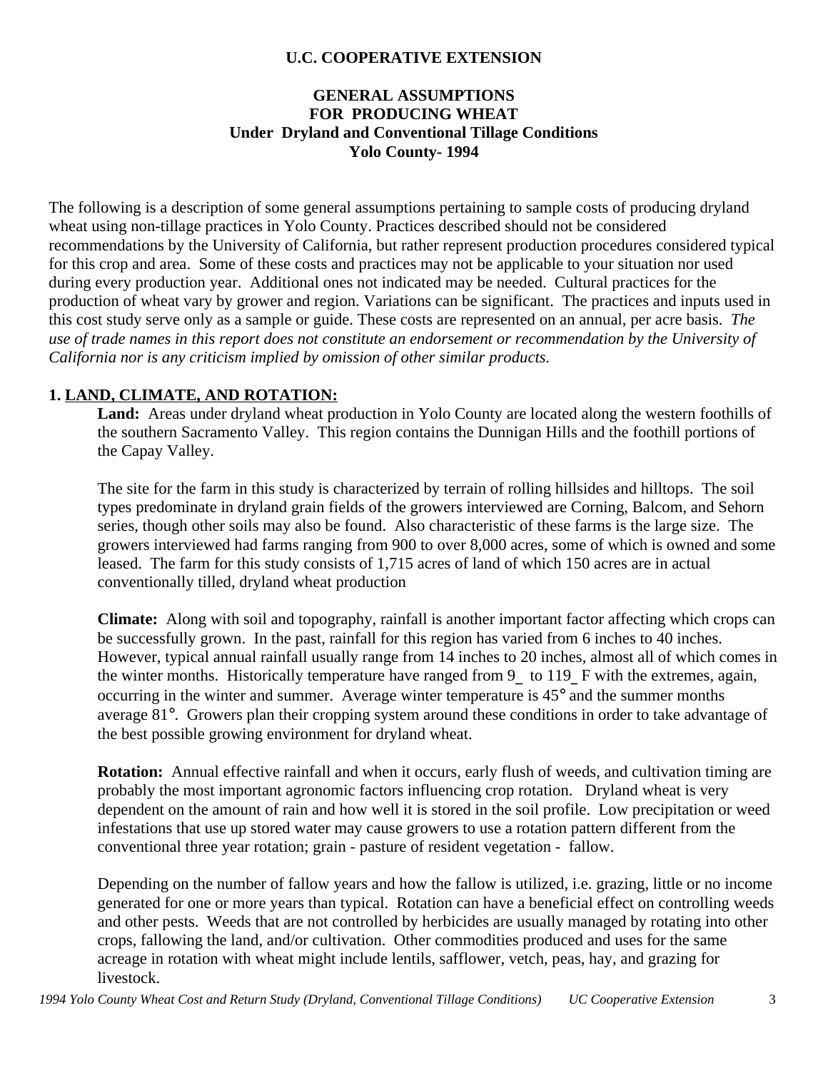**U.C. COOPERATIVE EXTENSION**

# GENERAL ASSUMPTIONS FOR PRODUCING WHEAT Under Dryland and Conventional Tillage Conditions Yolo County- 1994

The following is a description of some general assumptions pertaining to sample costs of producing dryland wheat using non-tillage practices in Yolo County. Practices described should not be considered recommendations by the University of California, but rather represent production procedures considered typical for this crop and area. Some of these costs and practices may not be applicable to your situation nor used during every production year. Additional ones not indicated may be needed. Cultural practices for the production of wheat vary by grower and region. Variations can be significant. The practices and inputs used in this cost study serve only as a sample or guide. These costs are represented on an annual, per acre basis. *The use of trade names in this report does not constitute an endorsement or recommendation by the University of California nor is any criticism implied by omission of other similar products.*

## 1. LAND, CLIMATE, AND ROTATION:

**Land:** Areas under dryland wheat production in Yolo County are located along the western foothills of the southern Sacramento Valley. This region contains the Dunnigan Hills and the foothill portions of the Capay Valley.

The site for the farm in this study is characterized by terrain of rolling hillsides and hilltops. The soil types predominate in dryland grain fields of the growers interviewed are Corning, Balcom, and Sehorn series, though other soils may also be found. Also characteristic of these farms is the large size. The growers interviewed had farms ranging from 900 to over 8,000 acres, some of which is owned and some leased. The farm for this study consists of 1,715 acres of land of which 150 acres are in actual conventionally tilled, dryland wheat production

**Climate:** Along with soil and topography, rainfall is another important factor affecting which crops can be successfully grown. In the past, rainfall for this region has varied from 6 inches to 40 inches. However, typical annual rainfall usually range from 14 inches to 20 inches, almost all of which comes in the winter months. Historically temperature have ranged from 9_ to 119_ F with the extremes, again, occurring in the winter and summer. Average winter temperature is 45° and the summer months average 81°. Growers plan their cropping system around these conditions in order to take advantage of the best possible growing environment for dryland wheat.

**Rotation:** Annual effective rainfall and when it occurs, early flush of weeds, and cultivation timing are probably the most important agronomic factors influencing crop rotation. Dryland wheat is very dependent on the amount of rain and how well it is stored in the soil profile. Low precipitation or weed infestations that use up stored water may cause growers to use a rotation pattern different from the conventional three year rotation; grain - pasture of resident vegetation - fallow.

Depending on the number of fallow years and how the fallow is utilized, i.e. grazing, little or no income generated for one or more years than typical. Rotation can have a beneficial effect on controlling weeds and other pests. Weeds that are not controlled by herbicides are usually managed by rotating into other crops, fallowing the land, and/or cultivation. Other commodities produced and uses for the same acreage in rotation with wheat might include lentils, safflower, vetch, peas, hay, and grazing for livestock.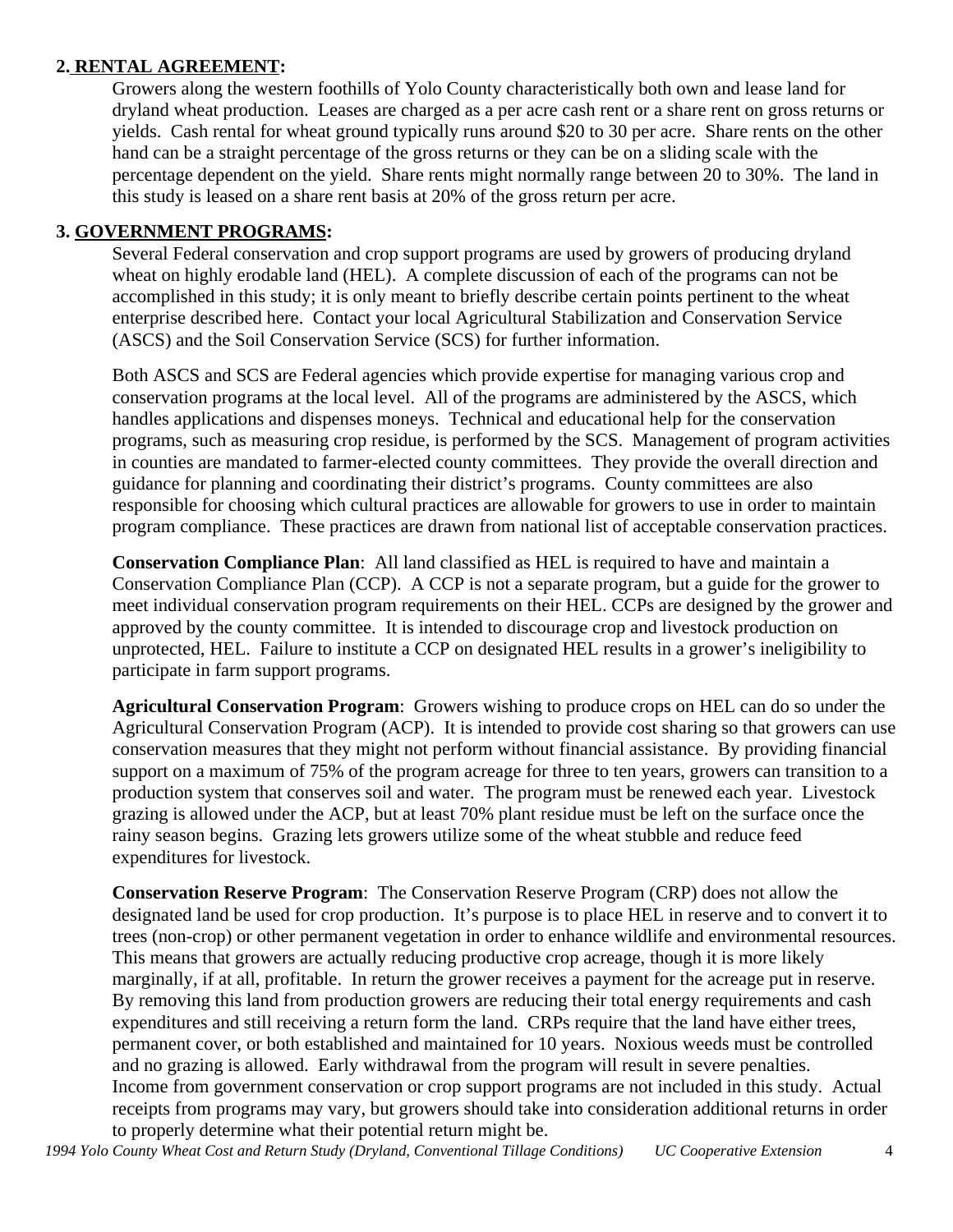## 2. RENTAL AGREEMENT:

Growers along the western foothills of Yolo County characteristically both own and lease land for dryland wheat production. Leases are charged as a per acre cash rent or a share rent on gross returns or yields. Cash rental for wheat ground typically runs around $20 to 30 per acre. Share rents on the other hand can be a straight percentage of the gross returns or they can be on a sliding scale with the percentage dependent on the yield. Share rents might normally range between 20 to 30%. The land in this study is leased on a share rent basis at 20% of the gross return per acre.

## 3. GOVERNMENT PROGRAMS:

Several Federal conservation and crop support programs are used by growers of producing dryland wheat on highly erodable land (HEL). A complete discussion of each of the programs can not be accomplished in this study; it is only meant to briefly describe certain points pertinent to the wheat enterprise described here. Contact your local Agricultural Stabilization and Conservation Service (ASCS) and the Soil Conservation Service (SCS) for further information.

Both ASCS and SCS are Federal agencies which provide expertise for managing various crop and conservation programs at the local level. All of the programs are administered by the ASCS, which handles applications and dispenses moneys. Technical and educational help for the conservation programs, such as measuring crop residue, is performed by the SCS. Management of program activities in counties are mandated to farmer-elected county committees. They provide the overall direction and guidance for planning and coordinating their district's programs. County committees are also responsible for choosing which cultural practices are allowable for growers to use in order to maintain program compliance. These practices are drawn from national list of acceptable conservation practices.

**Conservation Compliance Plan**: All land classified as HEL is required to have and maintain a Conservation Compliance Plan (CCP). A CCP is not a separate program, but a guide for the grower to meet individual conservation program requirements on their HEL. CCPs are designed by the grower and approved by the county committee. It is intended to discourage crop and livestock production on unprotected, HEL. Failure to institute a CCP on designated HEL results in a grower's ineligibility to participate in farm support programs.

**Agricultural Conservation Program**: Growers wishing to produce crops on HEL can do so under the Agricultural Conservation Program (ACP). It is intended to provide cost sharing so that growers can use conservation measures that they might not perform without financial assistance. By providing financial support on a maximum of 75% of the program acreage for three to ten years, growers can transition to a production system that conserves soil and water. The program must be renewed each year. Livestock grazing is allowed under the ACP, but at least 70% plant residue must be left on the surface once the rainy season begins. Grazing lets growers utilize some of the wheat stubble and reduce feed expenditures for livestock.

**Conservation Reserve Program**: The Conservation Reserve Program (CRP) does not allow the designated land be used for crop production. It's purpose is to place HEL in reserve and to convert it to trees (non-crop) or other permanent vegetation in order to enhance wildlife and environmental resources. This means that growers are actually reducing productive crop acreage, though it is more likely marginally, if at all, profitable. In return the grower receives a payment for the acreage put in reserve. By removing this land from production growers are reducing their total energy requirements and cash expenditures and still receiving a return form the land. CRPs require that the land have either trees, permanent cover, or both established and maintained for 10 years. Noxious weeds must be controlled and no grazing is allowed. Early withdrawal from the program will result in severe penalties. Income from government conservation or crop support programs are not included in this study. Actual receipts from programs may vary, but growers should take into consideration additional returns in order to properly determine what their potential return might be.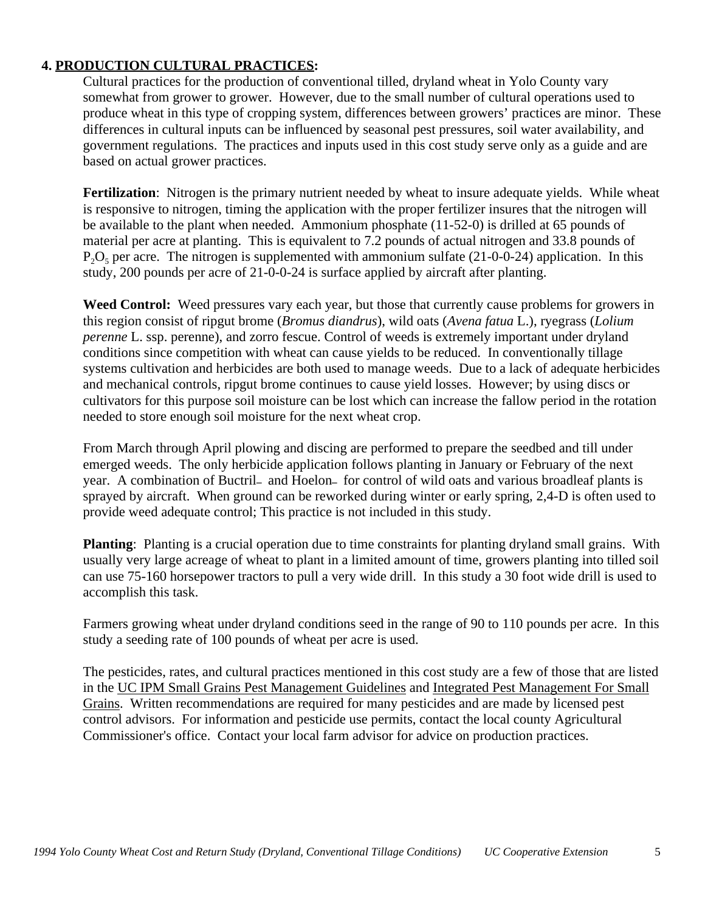## 4. PRODUCTION CULTURAL PRACTICES:

Cultural practices for the production of conventional tilled, dryland wheat in Yolo County vary somewhat from grower to grower. However, due to the small number of cultural operations used to produce wheat in this type of cropping system, differences between growers' practices are minor. These differences in cultural inputs can be influenced by seasonal pest pressures, soil water availability, and government regulations. The practices and inputs used in this cost study serve only as a guide and are based on actual grower practices.

**Fertilization**: Nitrogen is the primary nutrient needed by wheat to insure adequate yields. While wheat is responsive to nitrogen, timing the application with the proper fertilizer insures that the nitrogen will be available to the plant when needed. Ammonium phosphate (11-52-0) is drilled at 65 pounds of material per acre at planting. This is equivalent to 7.2 pounds of actual nitrogen and 33.8 pounds of $P_2O_5$ per acre. The nitrogen is supplemented with ammonium sulfate (21-0-0-24) application. In this study, 200 pounds per acre of 21-0-0-24 is surface applied by aircraft after planting.

**Weed Control:** Weed pressures vary each year, but those that currently cause problems for growers in this region consist of ripgut brome (*Bromus diandrus*), wild oats (*Avena fatua* L.), ryegrass (*Lolium perenne* L. ssp. perenne), and zorro fescue. Control of weeds is extremely important under dryland conditions since competition with wheat can cause yields to be reduced. In conventionally tillage systems cultivation and herbicides are both used to manage weeds. Due to a lack of adequate herbicides and mechanical controls, ripgut brome continues to cause yield losses. However; by using discs or cultivators for this purpose soil moisture can be lost which can increase the fallow period in the rotation needed to store enough soil moisture for the next wheat crop.

From March through April plowing and discing are performed to prepare the seedbed and till under emerged weeds. The only herbicide application follows planting in January or February of the next year. A combination of Buctril_ and Hoelon_ for control of wild oats and various broadleaf plants is sprayed by aircraft. When ground can be reworked during winter or early spring, 2,4-D is often used to provide weed adequate control; This practice is not included in this study.

**Planting**: Planting is a crucial operation due to time constraints for planting dryland small grains. With usually very large acreage of wheat to plant in a limited amount of time, growers planting into tilled soil can use 75-160 horsepower tractors to pull a very wide drill. In this study a 30 foot wide drill is used to accomplish this task.

Farmers growing wheat under dryland conditions seed in the range of 90 to 110 pounds per acre. In this study a seeding rate of 100 pounds of wheat per acre is used.

The pesticides, rates, and cultural practices mentioned in this cost study are a few of those that are listed in the UC IPM Small Grains Pest Management Guidelines and Integrated Pest Management For Small Grains. Written recommendations are required for many pesticides and are made by licensed pest control advisors. For information and pesticide use permits, contact the local county Agricultural Commissioner's office. Contact your local farm advisor for advice on production practices.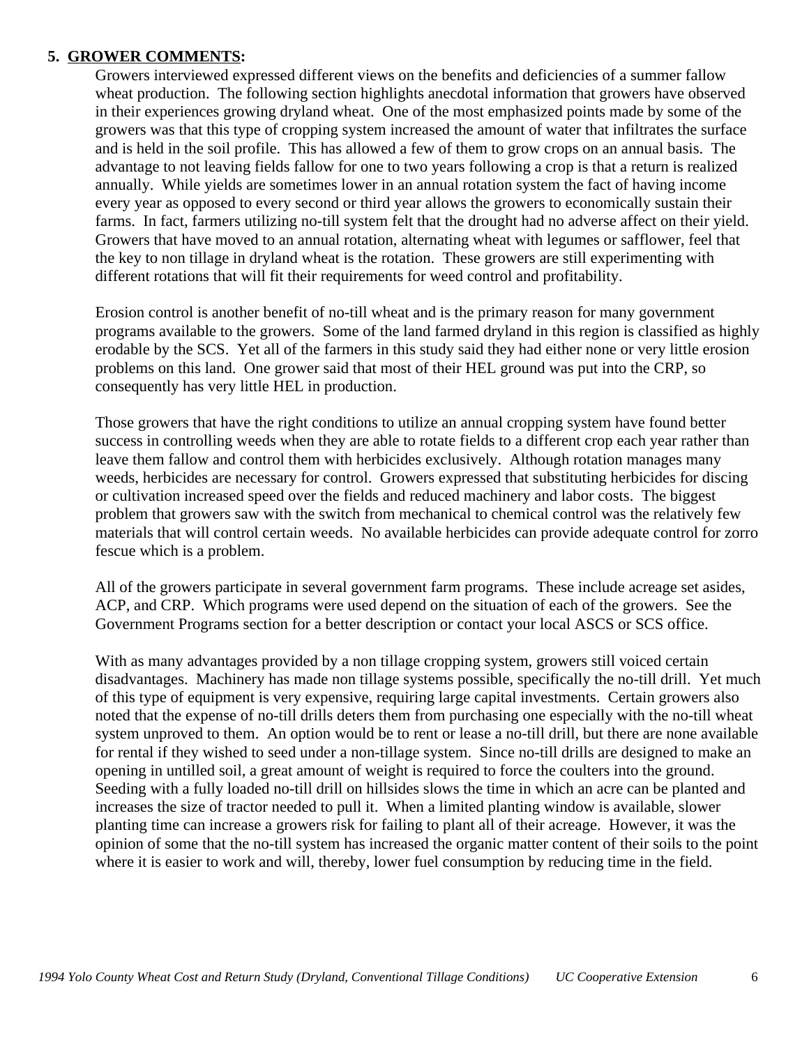## 5. GROWER COMMENTS:

Growers interviewed expressed different views on the benefits and deficiencies of a summer fallow wheat production. The following section highlights anecdotal information that growers have observed in their experiences growing dryland wheat. One of the most emphasized points made by some of the growers was that this type of cropping system increased the amount of water that infiltrates the surface and is held in the soil profile. This has allowed a few of them to grow crops on an annual basis. The advantage to not leaving fields fallow for one to two years following a crop is that a return is realized annually. While yields are sometimes lower in an annual rotation system the fact of having income every year as opposed to every second or third year allows the growers to economically sustain their farms. In fact, farmers utilizing no-till system felt that the drought had no adverse affect on their yield. Growers that have moved to an annual rotation, alternating wheat with legumes or safflower, feel that the key to non tillage in dryland wheat is the rotation. These growers are still experimenting with different rotations that will fit their requirements for weed control and profitability.

Erosion control is another benefit of no-till wheat and is the primary reason for many government programs available to the growers. Some of the land farmed dryland in this region is classified as highly erodable by the SCS. Yet all of the farmers in this study said they had either none or very little erosion problems on this land. One grower said that most of their HEL ground was put into the CRP, so consequently has very little HEL in production.

Those growers that have the right conditions to utilize an annual cropping system have found better success in controlling weeds when they are able to rotate fields to a different crop each year rather than leave them fallow and control them with herbicides exclusively. Although rotation manages many weeds, herbicides are necessary for control. Growers expressed that substituting herbicides for discing or cultivation increased speed over the fields and reduced machinery and labor costs. The biggest problem that growers saw with the switch from mechanical to chemical control was the relatively few materials that will control certain weeds. No available herbicides can provide adequate control for zorro fescue which is a problem.

All of the growers participate in several government farm programs. These include acreage set asides, ACP, and CRP. Which programs were used depend on the situation of each of the growers. See the Government Programs section for a better description or contact your local ASCS or SCS office.

With as many advantages provided by a non tillage cropping system, growers still voiced certain disadvantages. Machinery has made non tillage systems possible, specifically the no-till drill. Yet much of this type of equipment is very expensive, requiring large capital investments. Certain growers also noted that the expense of no-till drills deters them from purchasing one especially with the no-till wheat system unproved to them. An option would be to rent or lease a no-till drill, but there are none available for rental if they wished to seed under a non-tillage system. Since no-till drills are designed to make an opening in untilled soil, a great amount of weight is required to force the coulters into the ground. Seeding with a fully loaded no-till drill on hillsides slows the time in which an acre can be planted and increases the size of tractor needed to pull it. When a limited planting window is available, slower planting time can increase a growers risk for failing to plant all of their acreage. However, it was the opinion of some that the no-till system has increased the organic matter content of their soils to the point where it is easier to work and will, thereby, lower fuel consumption by reducing time in the field.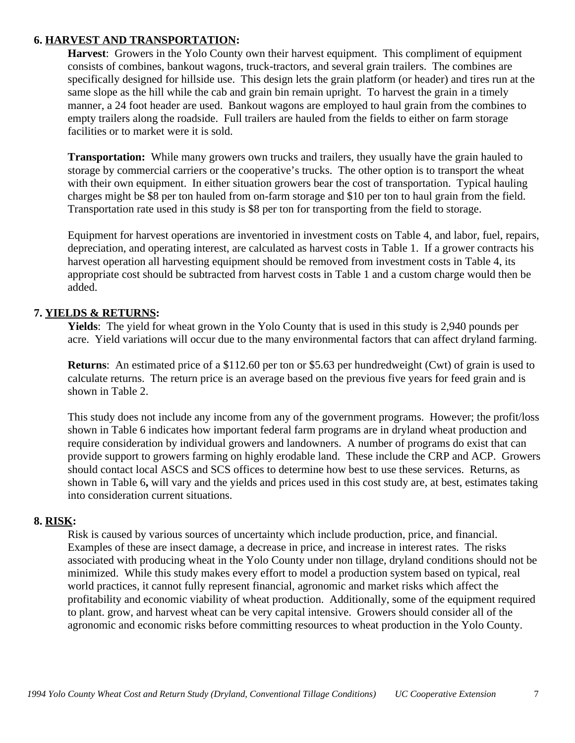### 6. HARVEST AND TRANSPORTATION:

**Harvest**: Growers in the Yolo County own their harvest equipment. This compliment of equipment consists of combines, bankout wagons, truck-tractors, and several grain trailers. The combines are specifically designed for hillside use. This design lets the grain platform (or header) and tires run at the same slope as the hill while the cab and grain bin remain upright. To harvest the grain in a timely manner, a 24 foot header are used. Bankout wagons are employed to haul grain from the combines to empty trailers along the roadside. Full trailers are hauled from the fields to either on farm storage facilities or to market were it is sold.

**Transportation:** While many growers own trucks and trailers, they usually have the grain hauled to storage by commercial carriers or the cooperative's trucks. The other option is to transport the wheat with their own equipment. In either situation growers bear the cost of transportation. Typical hauling charges might be $8 per ton hauled from on-farm storage and $10 per ton to haul grain from the field. Transportation rate used in this study is $8 per ton for transporting from the field to storage.

Equipment for harvest operations are inventoried in investment costs on Table 4, and labor, fuel, repairs, depreciation, and operating interest, are calculated as harvest costs in Table 1. If a grower contracts his harvest operation all harvesting equipment should be removed from investment costs in Table 4, its appropriate cost should be subtracted from harvest costs in Table 1 and a custom charge would then be added.

### 7. YIELDS & RETURNS:

**Yields**: The yield for wheat grown in the Yolo County that is used in this study is 2,940 pounds per acre. Yield variations will occur due to the many environmental factors that can affect dryland farming.

**Returns**: An estimated price of a $112.60 per ton or $5.63 per hundredweight (Cwt) of grain is used to calculate returns. The return price is an average based on the previous five years for feed grain and is shown in Table 2.

This study does not include any income from any of the government programs. However; the profit/loss shown in Table 6 indicates how important federal farm programs are in dryland wheat production and require consideration by individual growers and landowners. A number of programs do exist that can provide support to growers farming on highly erodable land. These include the CRP and ACP. Growers should contact local ASCS and SCS offices to determine how best to use these services. Returns, as shown in Table 6**,** will vary and the yields and prices used in this cost study are, at best, estimates taking into consideration current situations.

### 8. RISK:

Risk is caused by various sources of uncertainty which include production, price, and financial. Examples of these are insect damage, a decrease in price, and increase in interest rates. The risks associated with producing wheat in the Yolo County under non tillage, dryland conditions should not be minimized. While this study makes every effort to model a production system based on typical, real world practices, it cannot fully represent financial, agronomic and market risks which affect the profitability and economic viability of wheat production. Additionally, some of the equipment required to plant. grow, and harvest wheat can be very capital intensive. Growers should consider all of the agronomic and economic risks before committing resources to wheat production in the Yolo County.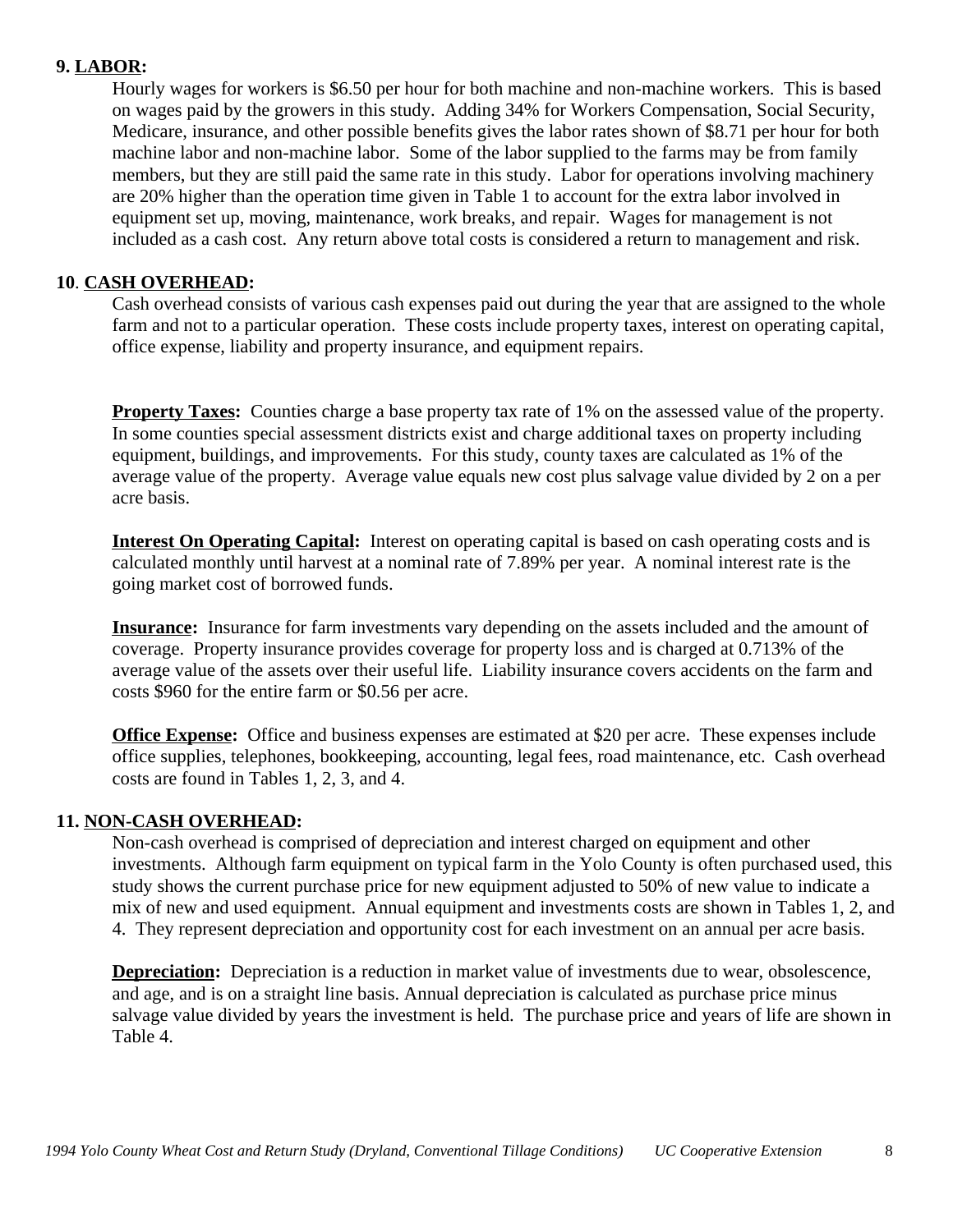**9. LABOR:**

Hourly wages for workers is $6.50 per hour for both machine and non-machine workers. This is based on wages paid by the growers in this study. Adding 34% for Workers Compensation, Social Security, Medicare, insurance, and other possible benefits gives the labor rates shown of $8.71 per hour for both machine labor and non-machine labor. Some of the labor supplied to the farms may be from family members, but they are still paid the same rate in this study. Labor for operations involving machinery are 20% higher than the operation time given in Table 1 to account for the extra labor involved in equipment set up, moving, maintenance, work breaks, and repair. Wages for management is not included as a cash cost. Any return above total costs is considered a return to management and risk.

**10. CASH OVERHEAD:**

Cash overhead consists of various cash expenses paid out during the year that are assigned to the whole farm and not to a particular operation. These costs include property taxes, interest on operating capital, office expense, liability and property insurance, and equipment repairs.

**Property Taxes:** Counties charge a base property tax rate of 1% on the assessed value of the property. In some counties special assessment districts exist and charge additional taxes on property including equipment, buildings, and improvements. For this study, county taxes are calculated as 1% of the average value of the property. Average value equals new cost plus salvage value divided by 2 on a per acre basis.

**Interest On Operating Capital:** Interest on operating capital is based on cash operating costs and is calculated monthly until harvest at a nominal rate of 7.89% per year. A nominal interest rate is the going market cost of borrowed funds.

**Insurance:** Insurance for farm investments vary depending on the assets included and the amount of coverage. Property insurance provides coverage for property loss and is charged at 0.713% of the average value of the assets over their useful life. Liability insurance covers accidents on the farm and costs $960 for the entire farm or $0.56 per acre.

**Office Expense:** Office and business expenses are estimated at $20 per acre. These expenses include office supplies, telephones, bookkeeping, accounting, legal fees, road maintenance, etc. Cash overhead costs are found in Tables 1, 2, 3, and 4.

**11. NON-CASH OVERHEAD:**

Non-cash overhead is comprised of depreciation and interest charged on equipment and other investments. Although farm equipment on typical farm in the Yolo County is often purchased used, this study shows the current purchase price for new equipment adjusted to 50% of new value to indicate a mix of new and used equipment. Annual equipment and investments costs are shown in Tables 1, 2, and 4. They represent depreciation and opportunity cost for each investment on an annual per acre basis.

**Depreciation:** Depreciation is a reduction in market value of investments due to wear, obsolescence, and age, and is on a straight line basis. Annual depreciation is calculated as purchase price minus salvage value divided by years the investment is held. The purchase price and years of life are shown in Table 4.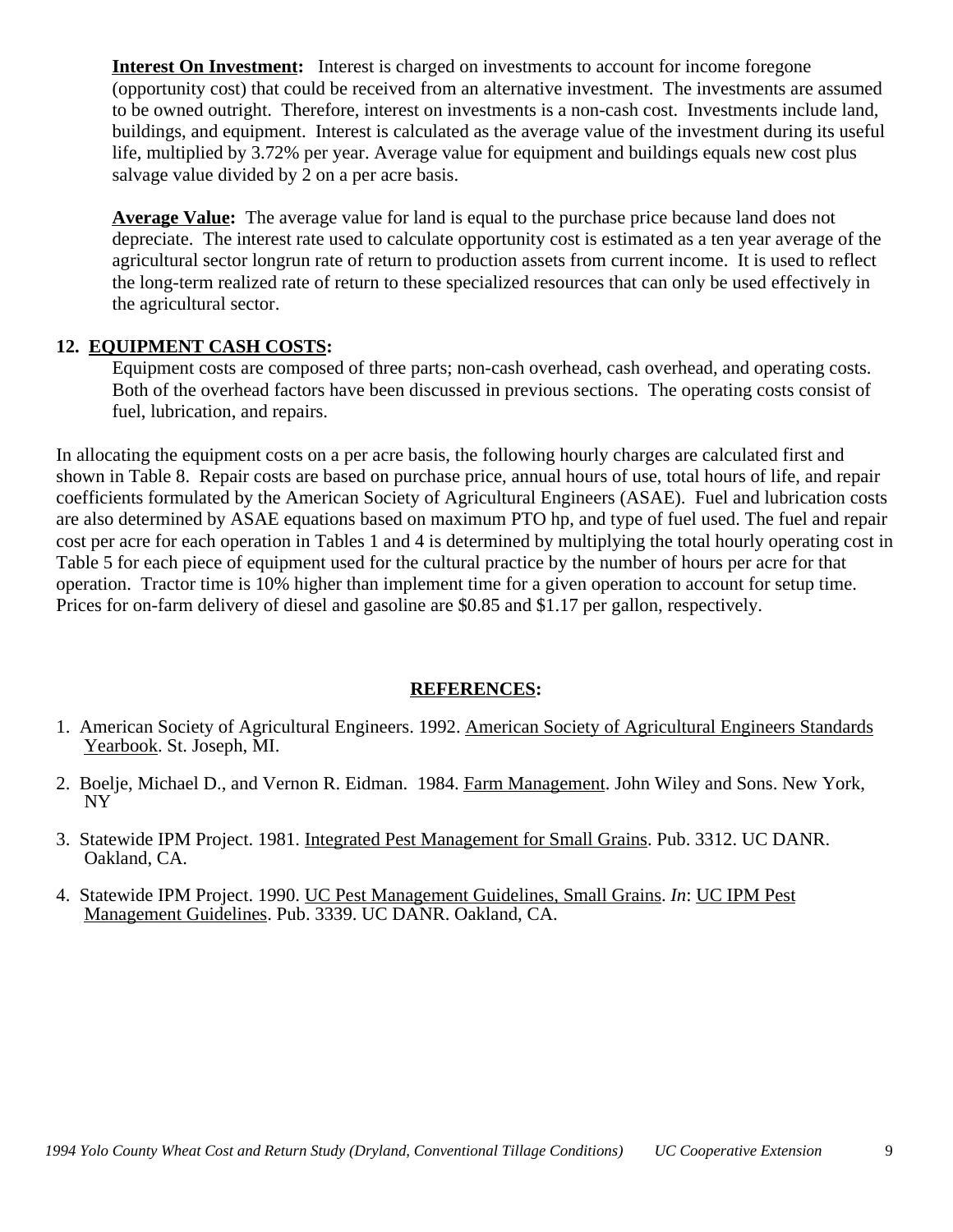**Interest On Investment:** Interest is charged on investments to account for income foregone (opportunity cost) that could be received from an alternative investment. The investments are assumed to be owned outright. Therefore, interest on investments is a non-cash cost. Investments include land, buildings, and equipment. Interest is calculated as the average value of the investment during its useful life, multiplied by 3.72% per year. Average value for equipment and buildings equals new cost plus salvage value divided by 2 on a per acre basis.

**Average Value:** The average value for land is equal to the purchase price because land does not depreciate. The interest rate used to calculate opportunity cost is estimated as a ten year average of the agricultural sector longrun rate of return to production assets from current income. It is used to reflect the long-term realized rate of return to these specialized resources that can only be used effectively in the agricultural sector.

## 12. EQUIPMENT CASH COSTS:

Equipment costs are composed of three parts; non-cash overhead, cash overhead, and operating costs. Both of the overhead factors have been discussed in previous sections. The operating costs consist of fuel, lubrication, and repairs.

In allocating the equipment costs on a per acre basis, the following hourly charges are calculated first and shown in Table 8. Repair costs are based on purchase price, annual hours of use, total hours of life, and repair coefficients formulated by the American Society of Agricultural Engineers (ASAE). Fuel and lubrication costs are also determined by ASAE equations based on maximum PTO hp, and type of fuel used. The fuel and repair cost per acre for each operation in Tables 1 and 4 is determined by multiplying the total hourly operating cost in Table 5 for each piece of equipment used for the cultural practice by the number of hours per acre for that operation. Tractor time is 10% higher than implement time for a given operation to account for setup time. Prices for on-farm delivery of diesel and gasoline are $0.85 and $1.17 per gallon, respectively.

## REFERENCES:

1. American Society of Agricultural Engineers. 1992. American Society of Agricultural Engineers Standards Yearbook. St. Joseph, MI.

2. Boelje, Michael D., and Vernon R. Eidman. 1984. Farm Management. John Wiley and Sons. New York, NY

3. Statewide IPM Project. 1981. Integrated Pest Management for Small Grains. Pub. 3312. UC DANR. Oakland, CA.

4. Statewide IPM Project. 1990. UC Pest Management Guidelines, Small Grains. *In*: UC IPM Pest Management Guidelines. Pub. 3339. UC DANR. Oakland, CA.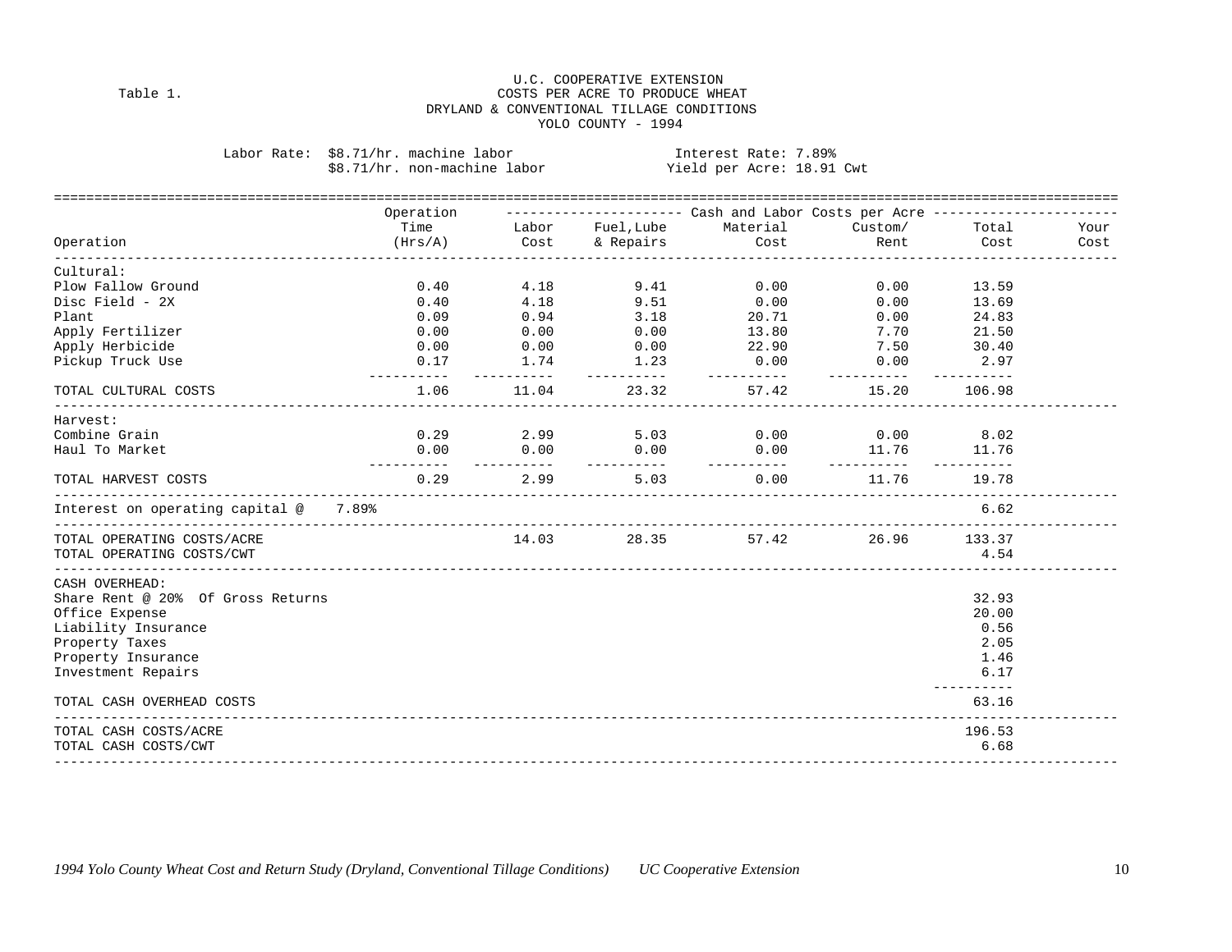Table 1.

U.C. COOPERATIVE EXTENSION
COSTS PER ACRE TO PRODUCE WHEAT
DRYLAND & CONVENTIONAL TILLAGE CONDITIONS
YOLO COUNTY - 1994

Labor Rate: $8.71/hr. machine labor
$8.71/hr. non-machine labor

Interest Rate: 7.89%
Yield per Acre: 18.91 Cwt

| Operation | Operation Time (Hrs/A) | Labor Cost | Fuel,Lube & Repairs | Material Cost | Custom/ Rent | Total Cost | Your Cost |
|---|---|---|---|---|---|---|---|
| | | Cash and Labor Costs per Acre | | | | | |
| **Cultural:** | | | | | | | |
| Plow Fallow Ground | 0.40 | 4.18 | 9.41 | 0.00 | 0.00 | 13.59 | |
| Disc Field - 2X | 0.40 | 4.18 | 9.51 | 0.00 | 0.00 | 13.69 | |
| Plant | 0.09 | 0.94 | 3.18 | 20.71 | 0.00 | 24.83 | |
| Apply Fertilizer | 0.00 | 0.00 | 0.00 | 13.80 | 7.70 | 21.50 | |
| Apply Herbicide | 0.00 | 0.00 | 0.00 | 22.90 | 7.50 | 30.40 | |
| Pickup Truck Use | 0.17 | 1.74 | 1.23 | 0.00 | 0.00 | 2.97 | |
| TOTAL CULTURAL COSTS | 1.06 | 11.04 | 23.32 | 57.42 | 15.20 | 106.98 | |
| **Harvest:** | | | | | | | |
| Combine Grain | 0.29 | 2.99 | 5.03 | 0.00 | 0.00 | 8.02 | |
| Haul To Market | 0.00 | 0.00 | 0.00 | 0.00 | 11.76 | 11.76 | |
| TOTAL HARVEST COSTS | 0.29 | 2.99 | 5.03 | 0.00 | 11.76 | 19.78 | |
| Interest on operating capital @ 7.89% | | | | | | 6.62 | |
| TOTAL OPERATING COSTS/ACRE | | 14.03 | 28.35 | 57.42 | 26.96 | 133.37 | |
| TOTAL OPERATING COSTS/CWT | | | | | | 4.54 | |
| **CASH OVERHEAD:** | | | | | | | |
| Share Rent @ 20% Of Gross Returns | | | | | | 32.93 | |
| Office Expense | | | | | | 20.00 | |
| Liability Insurance | | | | | | 0.56 | |
| Property Taxes | | | | | | 2.05 | |
| Property Insurance | | | | | | 1.46 | |
| Investment Repairs | | | | | | 6.17 | |
| TOTAL CASH OVERHEAD COSTS | | | | | | 63.16 | |
| TOTAL CASH COSTS/ACRE | | | | | | 196.53 | |
| TOTAL CASH COSTS/CWT | | | | | | 6.68 | |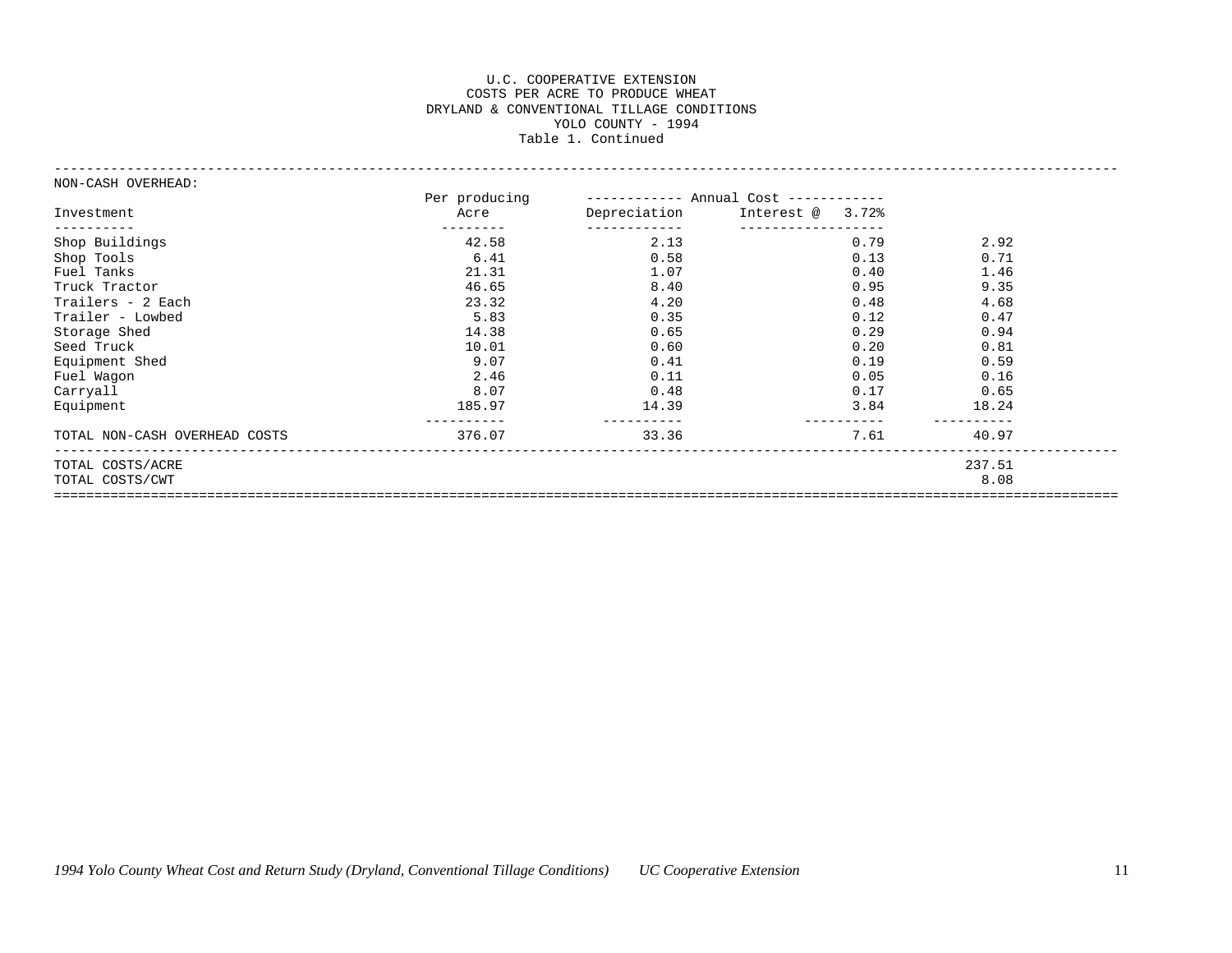U.C. COOPERATIVE EXTENSION
COSTS PER ACRE TO PRODUCE WHEAT
DRYLAND & CONVENTIONAL TILLAGE CONDITIONS
YOLO COUNTY - 1994
Table 1. Continued

NON-CASH OVERHEAD:

| Investment | Per producing Acre | Annual Cost: Depreciation | Annual Cost: Interest @ 3.72% | |
|---|---|---|---|---|
| Shop Buildings | 42.58 | 2.13 | 0.79 | 2.92 |
| Shop Tools | 6.41 | 0.58 | 0.13 | 0.71 |
| Fuel Tanks | 21.31 | 1.07 | 0.40 | 1.46 |
| Truck Tractor | 46.65 | 8.40 | 0.95 | 9.35 |
| Trailers - 2 Each | 23.32 | 4.20 | 0.48 | 4.68 |
| Trailer - Lowbed | 5.83 | 0.35 | 0.12 | 0.47 |
| Storage Shed | 14.38 | 0.65 | 0.29 | 0.94 |
| Seed Truck | 10.01 | 0.60 | 0.20 | 0.81 |
| Equipment Shed | 9.07 | 0.41 | 0.19 | 0.59 |
| Fuel Wagon | 2.46 | 0.11 | 0.05 | 0.16 |
| Carryall | 8.07 | 0.48 | 0.17 | 0.65 |
| Equipment | 185.97 | 14.39 | 3.84 | 18.24 |
| TOTAL NON-CASH OVERHEAD COSTS | 376.07 | 33.36 | 7.61 | 40.97 |
| TOTAL COSTS/ACRE | | | | 237.51 |
| TOTAL COSTS/CWT | | | | 8.08 |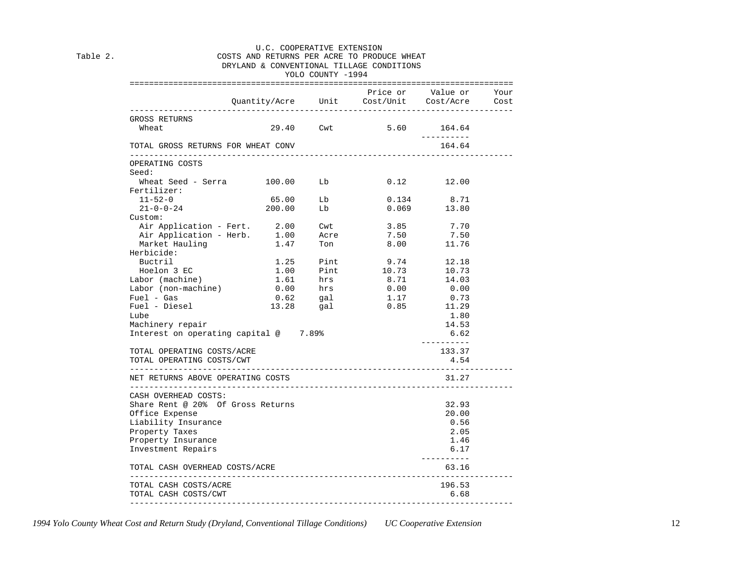Table 2.

U.C. COOPERATIVE EXTENSION
COSTS AND RETURNS PER ACRE TO PRODUCE WHEAT
DRYLAND & CONVENTIONAL TILLAGE CONDITIONS
YOLO COUNTY -1994

| | Quantity/Acre | Unit | Price or Cost/Unit | Value or Cost/Acre | Your Cost |
|---|---|---|---|---|---|
| GROSS RETURNS | | | | | |
| Wheat | 29.40 | Cwt | 5.60 | 164.64 | |
| TOTAL GROSS RETURNS FOR WHEAT CONV | | | | 164.64 | |
| OPERATING COSTS | | | | | |
| Seed: | | | | | |
| Wheat Seed - Serra | 100.00 | Lb | 0.12 | 12.00 | |
| Fertilizer: | | | | | |
| 11-52-0 | 65.00 | Lb | 0.134 | 8.71 | |
| 21-0-0-24 | 200.00 | Lb | 0.069 | 13.80 | |
| Custom: | | | | | |
| Air Application - Fert. | 2.00 | Cwt | 3.85 | 7.70 | |
| Air Application - Herb. | 1.00 | Acre | 7.50 | 7.50 | |
| Market Hauling | 1.47 | Ton | 8.00 | 11.76 | |
| Herbicide: | | | | | |
| Buctril | 1.25 | Pint | 9.74 | 12.18 | |
| Hoelon 3 EC | 1.00 | Pint | 10.73 | 10.73 | |
| Labor (machine) | 1.61 | hrs | 8.71 | 14.03 | |
| Labor (non-machine) | 0.00 | hrs | 0.00 | 0.00 | |
| Fuel - Gas | 0.62 | gal | 1.17 | 0.73 | |
| Fuel - Diesel | 13.28 | gal | 0.85 | 11.29 | |
| Lube | | | | 1.80 | |
| Machinery repair | | | | 14.53 | |
| Interest on operating capital @ 7.89% | | | | 6.62 | |
| TOTAL OPERATING COSTS/ACRE | | | | 133.37 | |
| TOTAL OPERATING COSTS/CWT | | | | 4.54 | |
| NET RETURNS ABOVE OPERATING COSTS | | | | 31.27 | |
| CASH OVERHEAD COSTS: | | | | | |
| Share Rent @ 20% Of Gross Returns | | | | 32.93 | |
| Office Expense | | | | 20.00 | |
| Liability Insurance | | | | 0.56 | |
| Property Taxes | | | | 2.05 | |
| Property Insurance | | | | 1.46 | |
| Investment Repairs | | | | 6.17 | |
| TOTAL CASH OVERHEAD COSTS/ACRE | | | | 63.16 | |
| TOTAL CASH COSTS/ACRE | | | | 196.53 | |
| TOTAL CASH COSTS/CWT | | | | 6.68 | |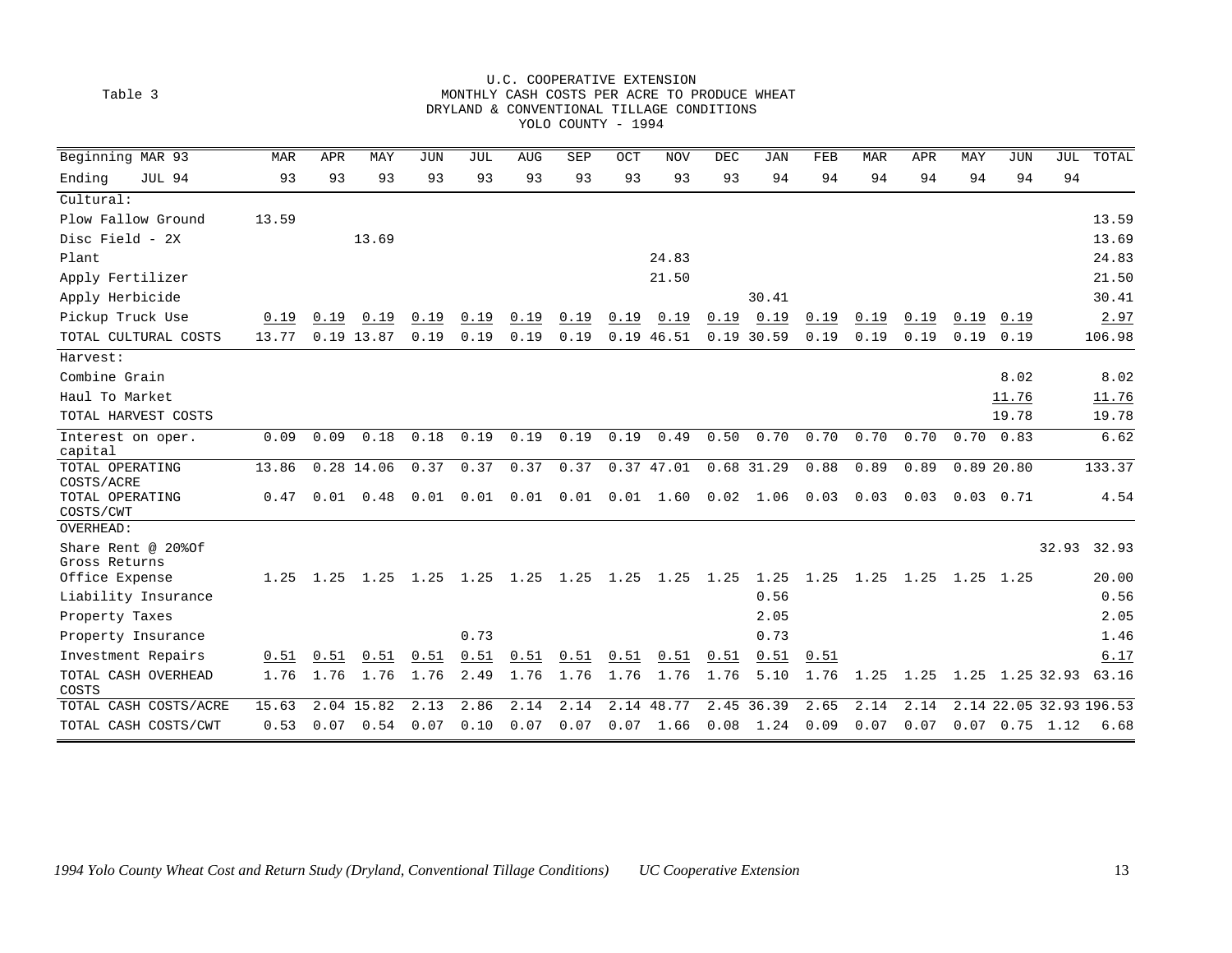U.C. COOPERATIVE EXTENSION

Table 3

MONTHLY CASH COSTS PER ACRE TO PRODUCE WHEAT
DRYLAND & CONVENTIONAL TILLAGE CONDITIONS
YOLO COUNTY - 1994

| Beginning MAR 93 / Ending JUL 94 | MAR 93 | APR 93 | MAY 93 | JUN 93 | JUL 93 | AUG 93 | SEP 93 | OCT 93 | NOV 93 | DEC 93 | JAN 94 | FEB 94 | MAR 94 | APR 94 | MAY 94 | JUN 94 | JUL 94 | TOTAL |
|---|---|---|---|---|---|---|---|---|---|---|---|---|---|---|---|---|---|---|
| Cultural: | | | | | | | | | | | | | | | | | | |
| Plow Fallow Ground | 13.59 | | | | | | | | | | | | | | | | | 13.59 |
| Disc Field - 2X | | | 13.69 | | | | | | | | | | | | | | | 13.69 |
| Plant | | | | | | | | | 24.83 | | | | | | | | | 24.83 |
| Apply Fertilizer | | | | | | | | | 21.50 | | | | | | | | | 21.50 |
| Apply Herbicide | | | | | | | | | | | 30.41 | | | | | | | 30.41 |
| Pickup Truck Use | 0.19 | 0.19 | 0.19 | 0.19 | 0.19 | 0.19 | 0.19 | 0.19 | 0.19 | 0.19 | 0.19 | 0.19 | 0.19 | 0.19 | 0.19 | 0.19 | | 2.97 |
| TOTAL CULTURAL COSTS | 13.77 | 0.19 | 13.87 | 0.19 | 0.19 | 0.19 | 0.19 | 0.19 | 46.51 | 0.19 | 30.59 | 0.19 | 0.19 | 0.19 | 0.19 | 0.19 | | 106.98 |
| Harvest: | | | | | | | | | | | | | | | | | | |
| Combine Grain | | | | | | | | | | | | | | | | 8.02 | | 8.02 |
| Haul To Market | | | | | | | | | | | | | | | | 11.76 | | 11.76 |
| TOTAL HARVEST COSTS | | | | | | | | | | | | | | | | 19.78 | | 19.78 |
| Interest on oper. capital | 0.09 | 0.09 | 0.18 | 0.18 | 0.19 | 0.19 | 0.19 | 0.19 | 0.49 | 0.50 | 0.70 | 0.70 | 0.70 | 0.70 | 0.70 | 0.83 | | 6.62 |
| TOTAL OPERATING COSTS/ACRE | 13.86 | 0.28 | 14.06 | 0.37 | 0.37 | 0.37 | 0.37 | 0.37 | 47.01 | 0.68 | 31.29 | 0.88 | 0.89 | 0.89 | 0.89 | 20.80 | | 133.37 |
| TOTAL OPERATING COSTS/CWT | 0.47 | 0.01 | 0.48 | 0.01 | 0.01 | 0.01 | 0.01 | 0.01 | 1.60 | 0.02 | 1.06 | 0.03 | 0.03 | 0.03 | 0.03 | 0.71 | | 4.54 |
| OVERHEAD: | | | | | | | | | | | | | | | | | | |
| Share Rent @ 20%Of Gross Returns | | | | | | | | | | | | | | | | | 32.93 | 32.93 |
| Office Expense | 1.25 | 1.25 | 1.25 | 1.25 | 1.25 | 1.25 | 1.25 | 1.25 | 1.25 | 1.25 | 1.25 | 1.25 | 1.25 | 1.25 | 1.25 | 1.25 | | 20.00 |
| Liability Insurance | | | | | | | | | | | 0.56 | | | | | | | 0.56 |
| Property Taxes | | | | | | | | | | | 2.05 | | | | | | | 2.05 |
| Property Insurance | | | | | 0.73 | | | | | | 0.73 | | | | | | | 1.46 |
| Investment Repairs | 0.51 | 0.51 | 0.51 | 0.51 | 0.51 | 0.51 | 0.51 | 0.51 | 0.51 | 0.51 | 0.51 | 0.51 | | | | | | 6.17 |
| TOTAL CASH OVERHEAD COSTS | 1.76 | 1.76 | 1.76 | 1.76 | 2.49 | 1.76 | 1.76 | 1.76 | 1.76 | 1.76 | 5.10 | 1.76 | 1.25 | 1.25 | 1.25 | 1.25 | 32.93 | 63.16 |
| TOTAL CASH COSTS/ACRE | 15.63 | 2.04 | 15.82 | 2.13 | 2.86 | 2.14 | 2.14 | 2.14 | 48.77 | 2.45 | 36.39 | 2.65 | 2.14 | 2.14 | 2.14 | 22.05 | 32.93 | 196.53 |
| TOTAL CASH COSTS/CWT | 0.53 | 0.07 | 0.54 | 0.07 | 0.10 | 0.07 | 0.07 | 0.07 | 1.66 | 0.08 | 1.24 | 0.09 | 0.07 | 0.07 | 0.07 | 0.75 | 1.12 | 6.68 |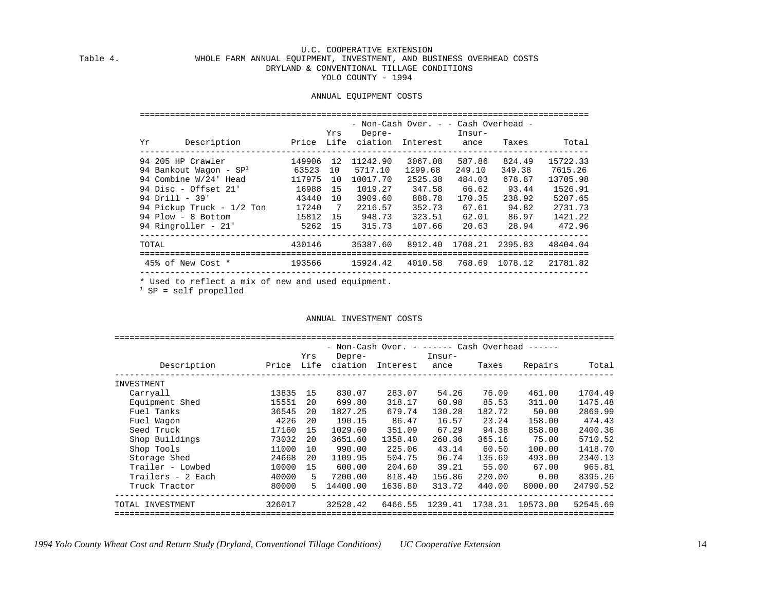U.C. COOPERATIVE EXTENSION

Table 4. WHOLE FARM ANNUAL EQUIPMENT, INVESTMENT, AND BUSINESS OVERHEAD COSTS
DRYLAND & CONVENTIONAL TILLAGE CONDITIONS
YOLO COUNTY - 1994

## ANNUAL EQUIPMENT COSTS

| | | | | - Non-Cash Over. - | | - Cash Overhead - | | |
|---|---|---|---|---|---|---|---|---|
| Yr | Description | Price | Yrs Life | Depreciation | Interest | Insurance | Taxes | Total |
| 94 | 205 HP Crawler | 149906 | 12 | 11242.90 | 3067.08 | 587.86 | 824.49 | 15722.33 |
| 94 | Bankout Wagon - SP[1] | 63523 | 10 | 5717.10 | 1299.68 | 249.10 | 349.38 | 7615.26 |
| 94 | Combine W/24' Head | 117975 | 10 | 10017.70 | 2525.38 | 484.03 | 678.87 | 13705.98 |
| 94 | Disc - Offset 21' | 16988 | 15 | 1019.27 | 347.58 | 66.62 | 93.44 | 1526.91 |
| 94 | Drill - 39' | 43440 | 10 | 3909.60 | 888.78 | 170.35 | 238.92 | 5207.65 |
| 94 | Pickup Truck - 1/2 Ton | 17240 | 7 | 2216.57 | 352.73 | 67.61 | 94.82 | 2731.73 |
| 94 | Plow - 8 Bottom | 15812 | 15 | 948.73 | 323.51 | 62.01 | 86.97 | 1421.22 |
| 94 | Ringroller - 21' | 5262 | 15 | 315.73 | 107.66 | 20.63 | 28.94 | 472.96 |
| TOTAL | | 430146 | | 35387.60 | 8912.40 | 1708.21 | 2395.83 | 48404.04 |
| 45% of New Cost * | | 193566 | | 15924.42 | 4010.58 | 768.69 | 1078.12 | 21781.82 |

\* Used to reflect a mix of new and used equipment.

[1] SP = self propelled

## ANNUAL INVESTMENT COSTS

| | | | - Non-Cash Over. - | | ------ Cash Overhead ------ | | | |
|---|---|---|---|---|---|---|---|---|
| Description | Price | Yrs Life | Depreciation | Interest | Insurance | Taxes | Repairs | Total |
| INVESTMENT | | | | | | | | |
| Carryall | 13835 | 15 | 830.07 | 283.07 | 54.26 | 76.09 | 461.00 | 1704.49 |
| Equipment Shed | 15551 | 20 | 699.80 | 318.17 | 60.98 | 85.53 | 311.00 | 1475.48 |
| Fuel Tanks | 36545 | 20 | 1827.25 | 679.74 | 130.28 | 182.72 | 50.00 | 2869.99 |
| Fuel Wagon | 4226 | 20 | 190.15 | 86.47 | 16.57 | 23.24 | 158.00 | 474.43 |
| Seed Truck | 17160 | 15 | 1029.60 | 351.09 | 67.29 | 94.38 | 858.00 | 2400.36 |
| Shop Buildings | 73032 | 20 | 3651.60 | 1358.40 | 260.36 | 365.16 | 75.00 | 5710.52 |
| Shop Tools | 11000 | 10 | 990.00 | 225.06 | 43.14 | 60.50 | 100.00 | 1418.70 |
| Storage Shed | 24668 | 20 | 1109.95 | 504.75 | 96.74 | 135.69 | 493.00 | 2340.13 |
| Trailer - Lowbed | 10000 | 15 | 600.00 | 204.60 | 39.21 | 55.00 | 67.00 | 965.81 |
| Trailers - 2 Each | 40000 | 5 | 7200.00 | 818.40 | 156.86 | 220.00 | 0.00 | 8395.26 |
| Truck Tractor | 80000 | 5 | 14400.00 | 1636.80 | 313.72 | 440.00 | 8000.00 | 24790.52 |
| TOTAL INVESTMENT | 326017 | | 32528.42 | 6466.55 | 1239.41 | 1738.31 | 10573.00 | 52545.69 |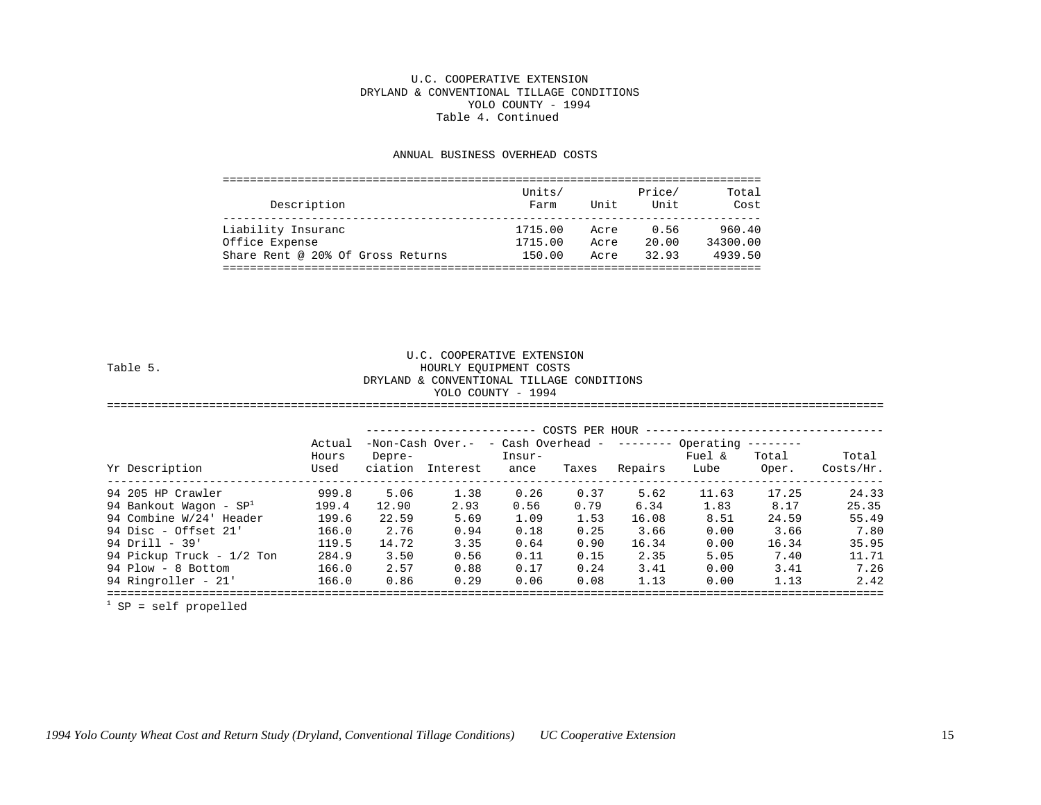U.C. COOPERATIVE EXTENSION
DRYLAND & CONVENTIONAL TILLAGE CONDITIONS
YOLO COUNTY - 1994
Table 4. Continued

ANNUAL BUSINESS OVERHEAD COSTS

| Description | Units/ Farm | Unit | Price/ Unit | Total Cost |
|---|---|---|---|---|
| Liability Insuranc | 1715.00 | Acre | 0.56 | 960.40 |
| Office Expense | 1715.00 | Acre | 20.00 | 34300.00 |
| Share Rent @ 20% Of Gross Returns | 150.00 | Acre | 32.93 | 4939.50 |

Table 5.

U.C. COOPERATIVE EXTENSION
HOURLY EQUIPMENT COSTS
DRYLAND & CONVENTIONAL TILLAGE CONDITIONS
YOLO COUNTY - 1994

| | | COSTS PER HOUR | | | | | | | |
|---|---|---|---|---|---|---|---|---|---|
| | | -Non-Cash Over.- | | - Cash Overhead - | | -------- Operating -------- | | | |
| Yr Description | Actual Hours Used | Depre- ciation | Interest | Insur- ance | Taxes | Repairs | Fuel & Lube | Total Oper. | Total Costs/Hr. |
| 94 205 HP Crawler | 999.8 | 5.06 | 1.38 | 0.26 | 0.37 | 5.62 | 11.63 | 17.25 | 24.33 |
| 94 Bankout Wagon - SP[1] | 199.4 | 12.90 | 2.93 | 0.56 | 0.79 | 6.34 | 1.83 | 8.17 | 25.35 |
| 94 Combine W/24' Header | 199.6 | 22.59 | 5.69 | 1.09 | 1.53 | 16.08 | 8.51 | 24.59 | 55.49 |
| 94 Disc - Offset 21' | 166.0 | 2.76 | 0.94 | 0.18 | 0.25 | 3.66 | 0.00 | 3.66 | 7.80 |
| 94 Drill - 39' | 119.5 | 14.72 | 3.35 | 0.64 | 0.90 | 16.34 | 0.00 | 16.34 | 35.95 |
| 94 Pickup Truck - 1/2 Ton | 284.9 | 3.50 | 0.56 | 0.11 | 0.15 | 2.35 | 5.05 | 7.40 | 11.71 |
| 94 Plow - 8 Bottom | 166.0 | 2.57 | 0.88 | 0.17 | 0.24 | 3.41 | 0.00 | 3.41 | 7.26 |
| 94 Ringroller - 21' | 166.0 | 0.86 | 0.29 | 0.06 | 0.08 | 1.13 | 0.00 | 1.13 | 2.42 |

[1] SP = self propelled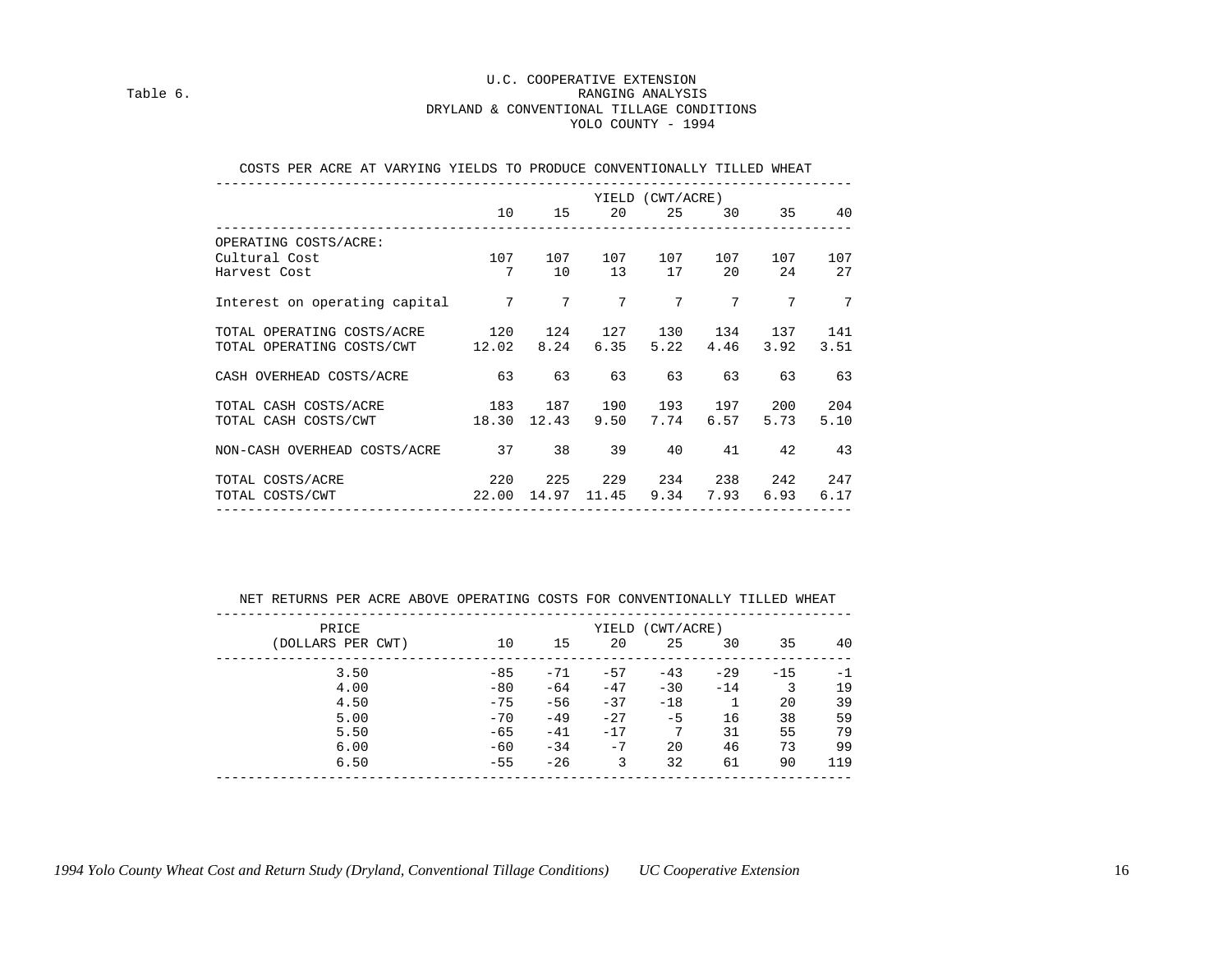Table 6.

U.C. COOPERATIVE EXTENSION
RANGING ANALYSIS
DRYLAND & CONVENTIONAL TILLAGE CONDITIONS
YOLO COUNTY - 1994

COSTS PER ACRE AT VARYING YIELDS TO PRODUCE CONVENTIONALLY TILLED WHEAT

| | YIELD (CWT/ACRE) | | | | | | |
|---|---|---|---|---|---|---|---|
| | 10 | 15 | 20 | 25 | 30 | 35 | 40 |
| OPERATING COSTS/ACRE: | | | | | | | |
| Cultural Cost | 107 | 107 | 107 | 107 | 107 | 107 | 107 |
| Harvest Cost | 7 | 10 | 13 | 17 | 20 | 24 | 27 |
| Interest on operating capital | 7 | 7 | 7 | 7 | 7 | 7 | 7 |
| TOTAL OPERATING COSTS/ACRE | 120 | 124 | 127 | 130 | 134 | 137 | 141 |
| TOTAL OPERATING COSTS/CWT | 12.02 | 8.24 | 6.35 | 5.22 | 4.46 | 3.92 | 3.51 |
| CASH OVERHEAD COSTS/ACRE | 63 | 63 | 63 | 63 | 63 | 63 | 63 |
| TOTAL CASH COSTS/ACRE | 183 | 187 | 190 | 193 | 197 | 200 | 204 |
| TOTAL CASH COSTS/CWT | 18.30 | 12.43 | 9.50 | 7.74 | 6.57 | 5.73 | 5.10 |
| NON-CASH OVERHEAD COSTS/ACRE | 37 | 38 | 39 | 40 | 41 | 42 | 43 |
| TOTAL COSTS/ACRE | 220 | 225 | 229 | 234 | 238 | 242 | 247 |
| TOTAL COSTS/CWT | 22.00 | 14.97 | 11.45 | 9.34 | 7.93 | 6.93 | 6.17 |

NET RETURNS PER ACRE ABOVE OPERATING COSTS FOR CONVENTIONALLY TILLED WHEAT

| PRICE | YIELD (CWT/ACRE) | | | | | | |
|---|---|---|---|---|---|---|---|
| (DOLLARS PER CWT) | 10 | 15 | 20 | 25 | 30 | 35 | 40 |
| 3.50 | -85 | -71 | -57 | -43 | -29 | -15 | -1 |
| 4.00 | -80 | -64 | -47 | -30 | -14 | 3 | 19 |
| 4.50 | -75 | -56 | -37 | -18 | 1 | 20 | 39 |
| 5.00 | -70 | -49 | -27 | -5 | 16 | 38 | 59 |
| 5.50 | -65 | -41 | -17 | 7 | 31 | 55 | 79 |
| 6.00 | -60 | -34 | -7 | 20 | 46 | 73 | 99 |
| 6.50 | -55 | -26 | 3 | 32 | 61 | 90 | 119 |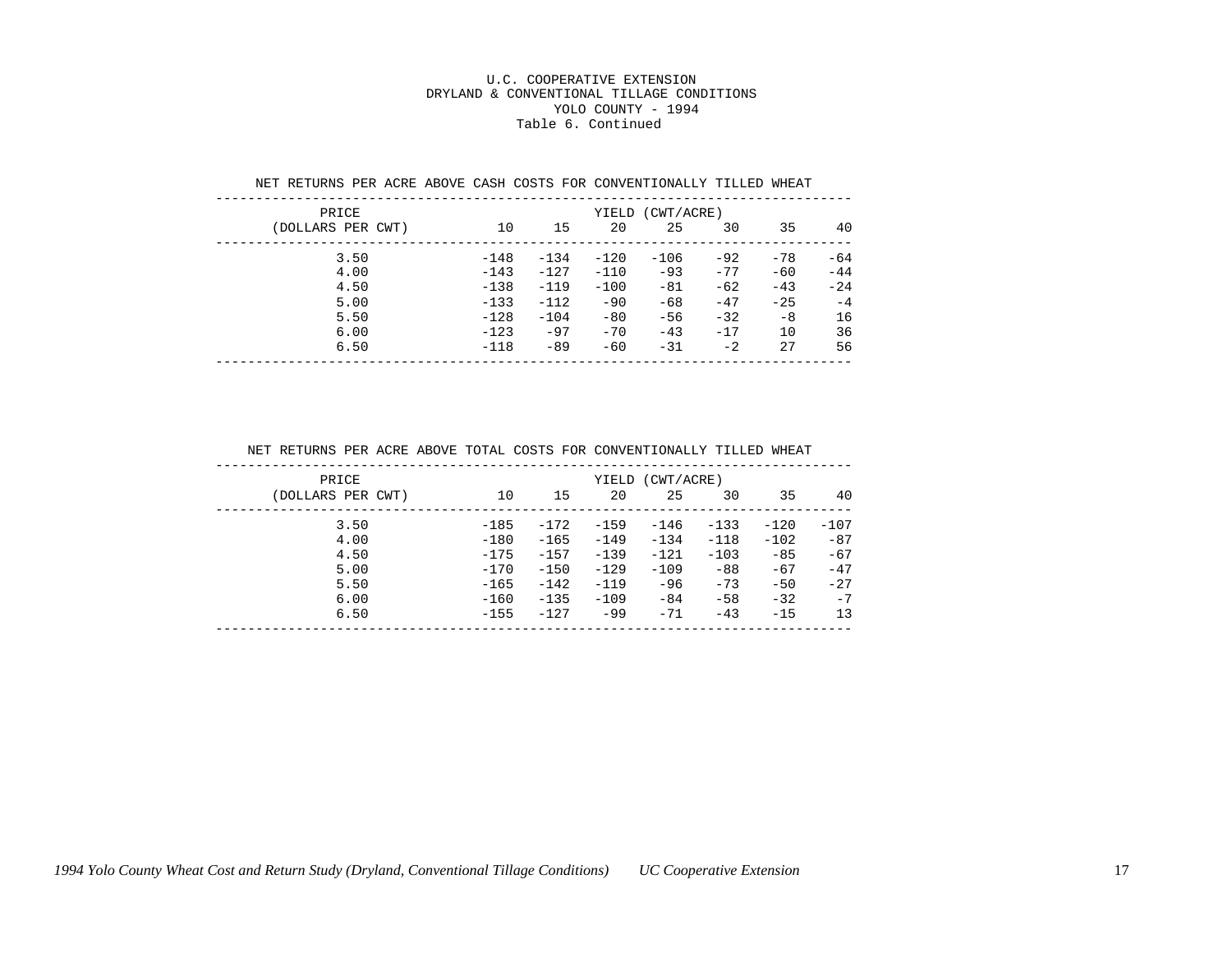U.C. COOPERATIVE EXTENSION
DRYLAND & CONVENTIONAL TILLAGE CONDITIONS
YOLO COUNTY - 1994
Table 6. Continued

NET RETURNS PER ACRE ABOVE CASH COSTS FOR CONVENTIONALLY TILLED WHEAT

| PRICE | YIELD (CWT/ACRE) | | | | | | |
|---|---|---|---|---|---|---|---|
| (DOLLARS PER CWT) | 10 | 15 | 20 | 25 | 30 | 35 | 40 |
| 3.50 | -148 | -134 | -120 | -106 | -92 | -78 | -64 |
| 4.00 | -143 | -127 | -110 | -93 | -77 | -60 | -44 |
| 4.50 | -138 | -119 | -100 | -81 | -62 | -43 | -24 |
| 5.00 | -133 | -112 | -90 | -68 | -47 | -25 | -4 |
| 5.50 | -128 | -104 | -80 | -56 | -32 | -8 | 16 |
| 6.00 | -123 | -97 | -70 | -43 | -17 | 10 | 36 |
| 6.50 | -118 | -89 | -60 | -31 | -2 | 27 | 56 |

NET RETURNS PER ACRE ABOVE TOTAL COSTS FOR CONVENTIONALLY TILLED WHEAT

| PRICE | YIELD (CWT/ACRE) | | | | | | |
|---|---|---|---|---|---|---|---|
| (DOLLARS PER CWT) | 10 | 15 | 20 | 25 | 30 | 35 | 40 |
| 3.50 | -185 | -172 | -159 | -146 | -133 | -120 | -107 |
| 4.00 | -180 | -165 | -149 | -134 | -118 | -102 | -87 |
| 4.50 | -175 | -157 | -139 | -121 | -103 | -85 | -67 |
| 5.00 | -170 | -150 | -129 | -109 | -88 | -67 | -47 |
| 5.50 | -165 | -142 | -119 | -96 | -73 | -50 | -27 |
| 6.00 | -160 | -135 | -109 | -84 | -58 | -32 | -7 |
| 6.50 | -155 | -127 | -99 | -71 | -43 | -15 | 13 |